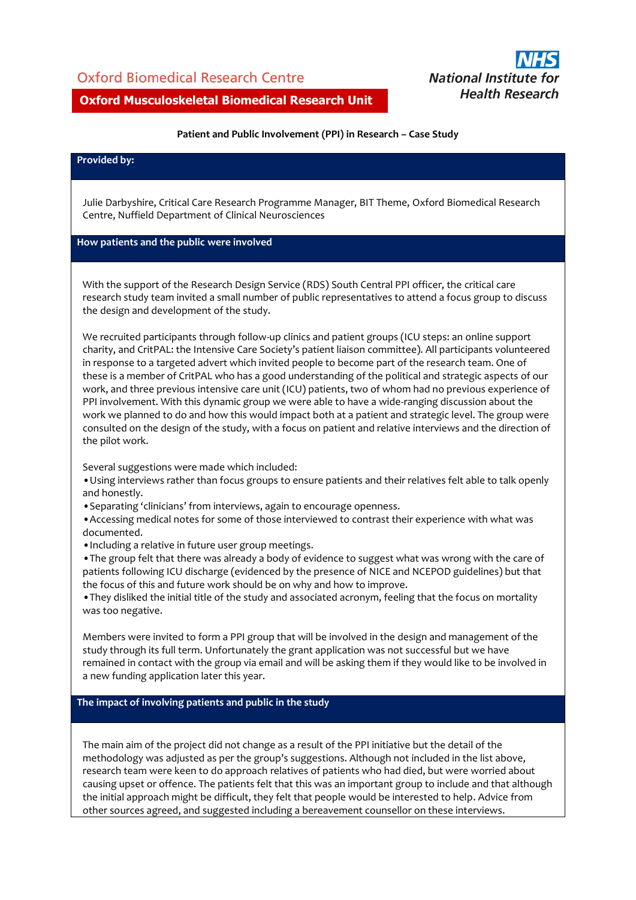Oxford Biomedical Research Centre

**Oxford Musculoskeletal Biomedical Research Unit**

**NHS**
***National Institute for Health Research***

**Patient and Public Involvement (PPI) in Research – Case Study**

## Provided by:

Julie Darbyshire, Critical Care Research Programme Manager, BIT Theme, Oxford Biomedical Research Centre, Nuffield Department of Clinical Neurosciences

## How patients and the public were involved

With the support of the Research Design Service (RDS) South Central PPI officer, the critical care research study team invited a small number of public representatives to attend a focus group to discuss the design and development of the study.

We recruited participants through follow-up clinics and patient groups (ICU steps: an online support charity, and CritPAL: the Intensive Care Society's patient liaison committee). All participants volunteered in response to a targeted advert which invited people to become part of the research team. One of these is a member of CritPAL who has a good understanding of the political and strategic aspects of our work, and three previous intensive care unit (ICU) patients, two of whom had no previous experience of PPI involvement. With this dynamic group we were able to have a wide-ranging discussion about the work we planned to do and how this would impact both at a patient and strategic level. The group were consulted on the design of the study, with a focus on patient and relative interviews and the direction of the pilot work.

Several suggestions were made which included:

- Using interviews rather than focus groups to ensure patients and their relatives felt able to talk openly and honestly.
- Separating 'clinicians' from interviews, again to encourage openness.
- Accessing medical notes for some of those interviewed to contrast their experience with what was documented.
- Including a relative in future user group meetings.
- The group felt that there was already a body of evidence to suggest what was wrong with the care of patients following ICU discharge (evidenced by the presence of NICE and NCEPOD guidelines) but that the focus of this and future work should be on why and how to improve.
- They disliked the initial title of the study and associated acronym, feeling that the focus on mortality was too negative.

Members were invited to form a PPI group that will be involved in the design and management of the study through its full term. Unfortunately the grant application was not successful but we have remained in contact with the group via email and will be asking them if they would like to be involved in a new funding application later this year.

## The impact of involving patients and public in the study

The main aim of the project did not change as a result of the PPI initiative but the detail of the methodology was adjusted as per the group's suggestions. Although not included in the list above, research team were keen to do approach relatives of patients who had died, but were worried about causing upset or offence. The patients felt that this was an important group to include and that although the initial approach might be difficult, they felt that people would be interested to help. Advice from other sources agreed, and suggested including a bereavement counsellor on these interviews.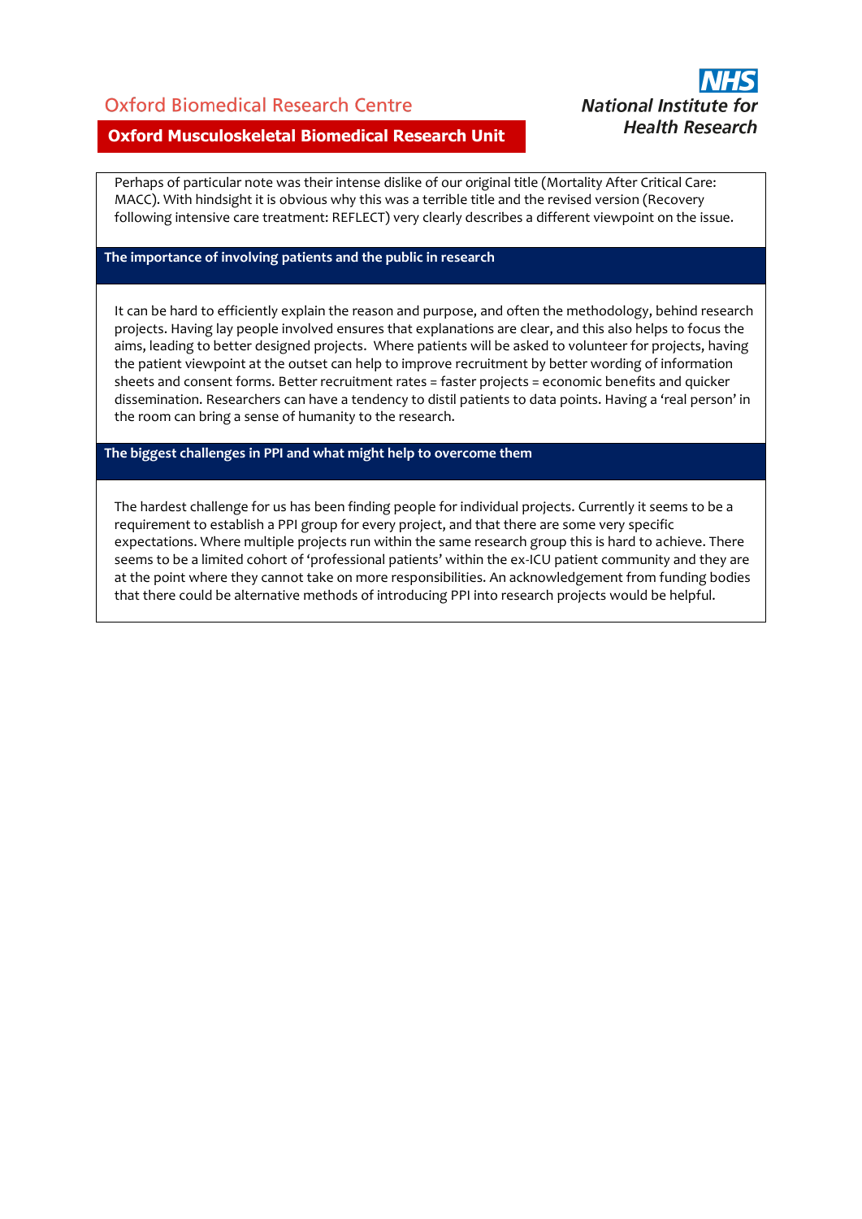Perhaps of particular note was their intense dislike of our original title (Mortality After Critical Care: MACC). With hindsight it is obvious why this was a terrible title and the revised version (Recovery following intensive care treatment: REFLECT) very clearly describes a different viewpoint on the issue.

## The importance of involving patients and the public in research

It can be hard to efficiently explain the reason and purpose, and often the methodology, behind research projects. Having lay people involved ensures that explanations are clear, and this also helps to focus the aims, leading to better designed projects. Where patients will be asked to volunteer for projects, having the patient viewpoint at the outset can help to improve recruitment by better wording of information sheets and consent forms. Better recruitment rates = faster projects = economic benefits and quicker dissemination. Researchers can have a tendency to distil patients to data points. Having a 'real person' in the room can bring a sense of humanity to the research.

## The biggest challenges in PPI and what might help to overcome them

The hardest challenge for us has been finding people for individual projects. Currently it seems to be a requirement to establish a PPI group for every project, and that there are some very specific expectations. Where multiple projects run within the same research group this is hard to achieve. There seems to be a limited cohort of 'professional patients' within the ex-ICU patient community and they are at the point where they cannot take on more responsibilities. An acknowledgement from funding bodies that there could be alternative methods of introducing PPI into research projects would be helpful.